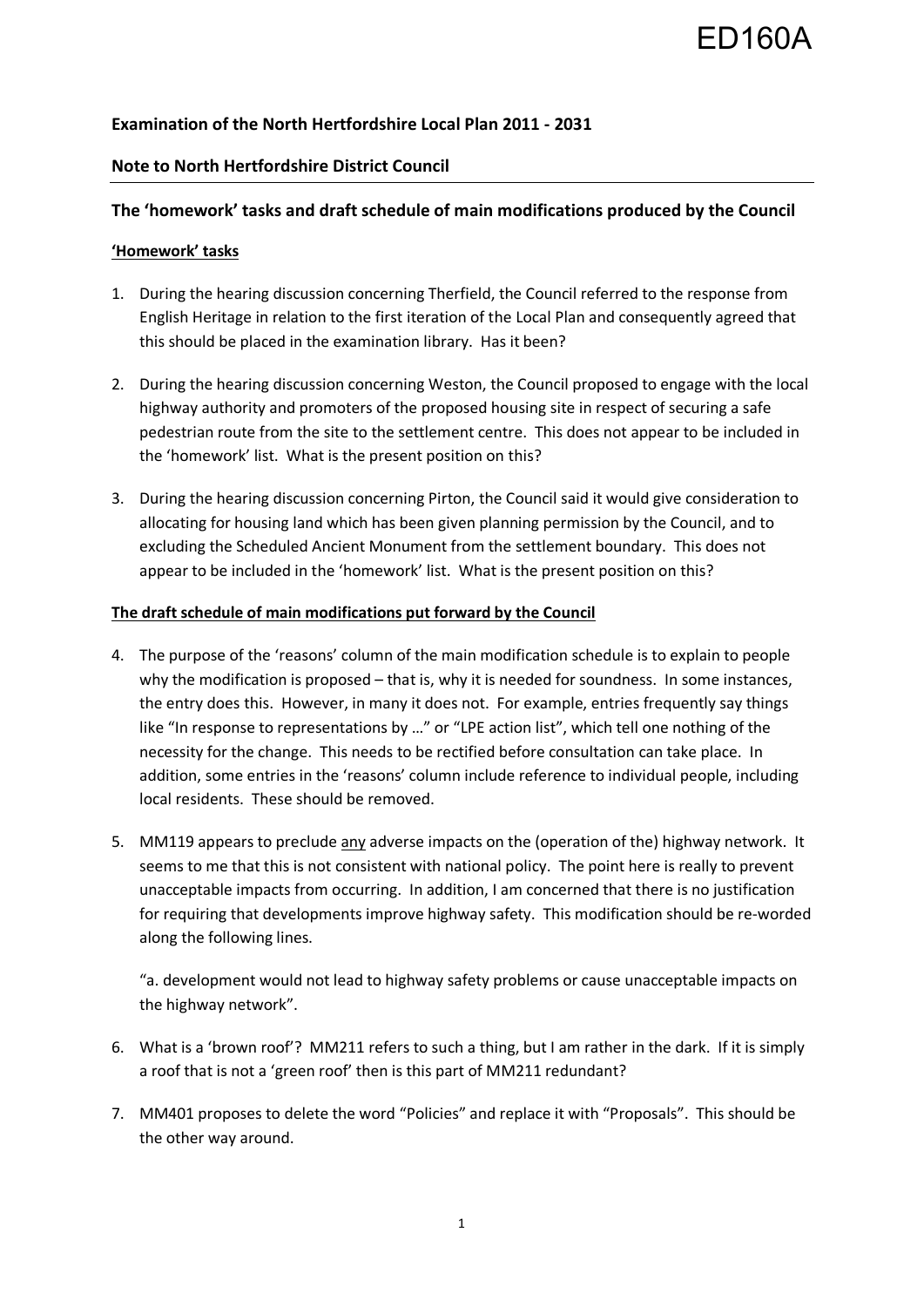ED160A

**Examination of the North Hertfordshire Local Plan 2011 - 2031**

**Note to North Hertfordshire District Council**

---

## The 'homework' tasks and draft schedule of main modifications produced by the Council

### 'Homework' tasks

1. During the hearing discussion concerning Therfield, the Council referred to the response from English Heritage in relation to the first iteration of the Local Plan and consequently agreed that this should be placed in the examination library. Has it been?

2. During the hearing discussion concerning Weston, the Council proposed to engage with the local highway authority and promoters of the proposed housing site in respect of securing a safe pedestrian route from the site to the settlement centre. This does not appear to be included in the 'homework' list. What is the present position on this?

3. During the hearing discussion concerning Pirton, the Council said it would give consideration to allocating for housing land which has been given planning permission by the Council, and to excluding the Scheduled Ancient Monument from the settlement boundary. This does not appear to be included in the 'homework' list. What is the present position on this?

### The draft schedule of main modifications put forward by the Council

4. The purpose of the 'reasons' column of the main modification schedule is to explain to people why the modification is proposed – that is, why it is needed for soundness. In some instances, the entry does this. However, in many it does not. For example, entries frequently say things like "In response to representations by …" or "LPE action list", which tell one nothing of the necessity for the change. This needs to be rectified before consultation can take place. In addition, some entries in the 'reasons' column include reference to individual people, including local residents. These should be removed.

5. MM119 appears to preclude any adverse impacts on the (operation of the) highway network. It seems to me that this is not consistent with national policy. The point here is really to prevent unacceptable impacts from occurring. In addition, I am concerned that there is no justification for requiring that developments improve highway safety. This modification should be re-worded along the following lines.

   "a. development would not lead to highway safety problems or cause unacceptable impacts on the highway network".

6. What is a 'brown roof'? MM211 refers to such a thing, but I am rather in the dark. If it is simply a roof that is not a 'green roof' then is this part of MM211 redundant?

7. MM401 proposes to delete the word "Policies" and replace it with "Proposals". This should be the other way around.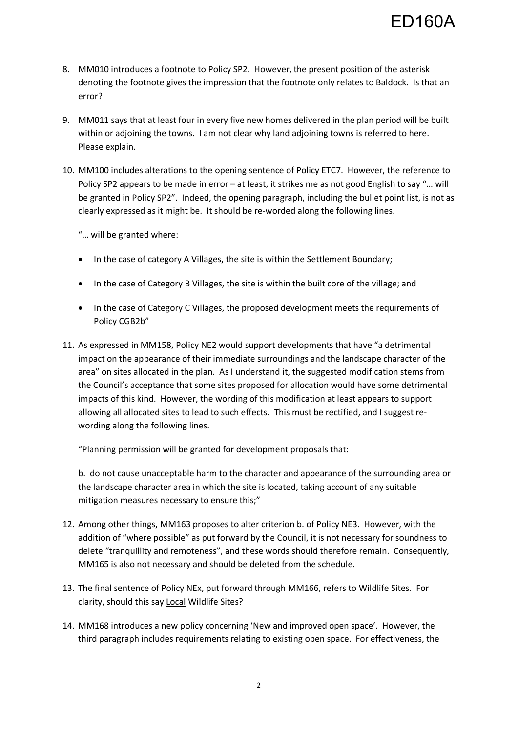8. MM010 introduces a footnote to Policy SP2. However, the present position of the asterisk denoting the footnote gives the impression that the footnote only relates to Baldock. Is that an error?

9. MM011 says that at least four in every five new homes delivered in the plan period will be built within <u>or adjoining</u> the towns. I am not clear why land adjoining towns is referred to here. Please explain.

10. MM100 includes alterations to the opening sentence of Policy ETC7. However, the reference to Policy SP2 appears to be made in error – at least, it strikes me as not good English to say "… will be granted in Policy SP2". Indeed, the opening paragraph, including the bullet point list, is not as clearly expressed as it might be. It should be re-worded along the following lines.

    "… will be granted where:

    - In the case of category A Villages, the site is within the Settlement Boundary;
    - In the case of Category B Villages, the site is within the built core of the village; and
    - In the case of Category C Villages, the proposed development meets the requirements of Policy CGB2b"

11. As expressed in MM158, Policy NE2 would support developments that have "a detrimental impact on the appearance of their immediate surroundings and the landscape character of the area" on sites allocated in the plan. As I understand it, the suggested modification stems from the Council's acceptance that some sites proposed for allocation would have some detrimental impacts of this kind. However, the wording of this modification at least appears to support allowing all allocated sites to lead to such effects. This must be rectified, and I suggest re-wording along the following lines.

    "Planning permission will be granted for development proposals that:

    b. do not cause unacceptable harm to the character and appearance of the surrounding area or the landscape character area in which the site is located, taking account of any suitable mitigation measures necessary to ensure this;"

12. Among other things, MM163 proposes to alter criterion b. of Policy NE3. However, with the addition of "where possible" as put forward by the Council, it is not necessary for soundness to delete "tranquillity and remoteness", and these words should therefore remain. Consequently, MM165 is also not necessary and should be deleted from the schedule.

13. The final sentence of Policy NEx, put forward through MM166, refers to Wildlife Sites. For clarity, should this say <u>Local</u> Wildlife Sites?

14. MM168 introduces a new policy concerning 'New and improved open space'. However, the third paragraph includes requirements relating to existing open space. For effectiveness, the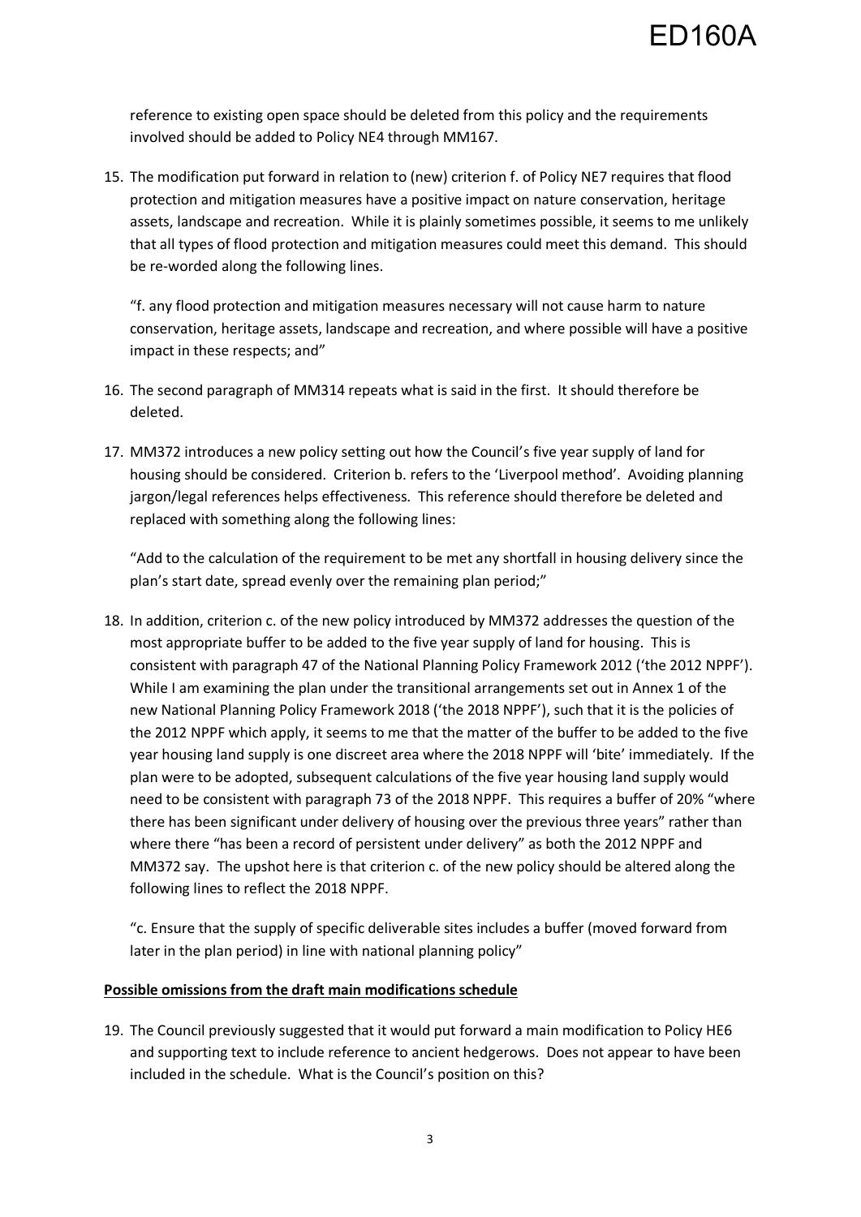reference to existing open space should be deleted from this policy and the requirements involved should be added to Policy NE4 through MM167.

15. The modification put forward in relation to (new) criterion f. of Policy NE7 requires that flood protection and mitigation measures have a positive impact on nature conservation, heritage assets, landscape and recreation. While it is plainly sometimes possible, it seems to me unlikely that all types of flood protection and mitigation measures could meet this demand. This should be re-worded along the following lines.

    "f. any flood protection and mitigation measures necessary will not cause harm to nature conservation, heritage assets, landscape and recreation, and where possible will have a positive impact in these respects; and"

16. The second paragraph of MM314 repeats what is said in the first. It should therefore be deleted.

17. MM372 introduces a new policy setting out how the Council's five year supply of land for housing should be considered. Criterion b. refers to the 'Liverpool method'. Avoiding planning jargon/legal references helps effectiveness. This reference should therefore be deleted and replaced with something along the following lines:

    "Add to the calculation of the requirement to be met any shortfall in housing delivery since the plan's start date, spread evenly over the remaining plan period;"

18. In addition, criterion c. of the new policy introduced by MM372 addresses the question of the most appropriate buffer to be added to the five year supply of land for housing. This is consistent with paragraph 47 of the National Planning Policy Framework 2012 ('the 2012 NPPF'). While I am examining the plan under the transitional arrangements set out in Annex 1 of the new National Planning Policy Framework 2018 ('the 2018 NPPF'), such that it is the policies of the 2012 NPPF which apply, it seems to me that the matter of the buffer to be added to the five year housing land supply is one discreet area where the 2018 NPPF will 'bite' immediately. If the plan were to be adopted, subsequent calculations of the five year housing land supply would need to be consistent with paragraph 73 of the 2018 NPPF. This requires a buffer of 20% "where there has been significant under delivery of housing over the previous three years" rather than where there "has been a record of persistent under delivery" as both the 2012 NPPF and MM372 say. The upshot here is that criterion c. of the new policy should be altered along the following lines to reflect the 2018 NPPF.

    "c. Ensure that the supply of specific deliverable sites includes a buffer (moved forward from later in the plan period) in line with national planning policy"

**Possible omissions from the draft main modifications schedule**

19. The Council previously suggested that it would put forward a main modification to Policy HE6 and supporting text to include reference to ancient hedgerows. Does not appear to have been included in the schedule. What is the Council's position on this?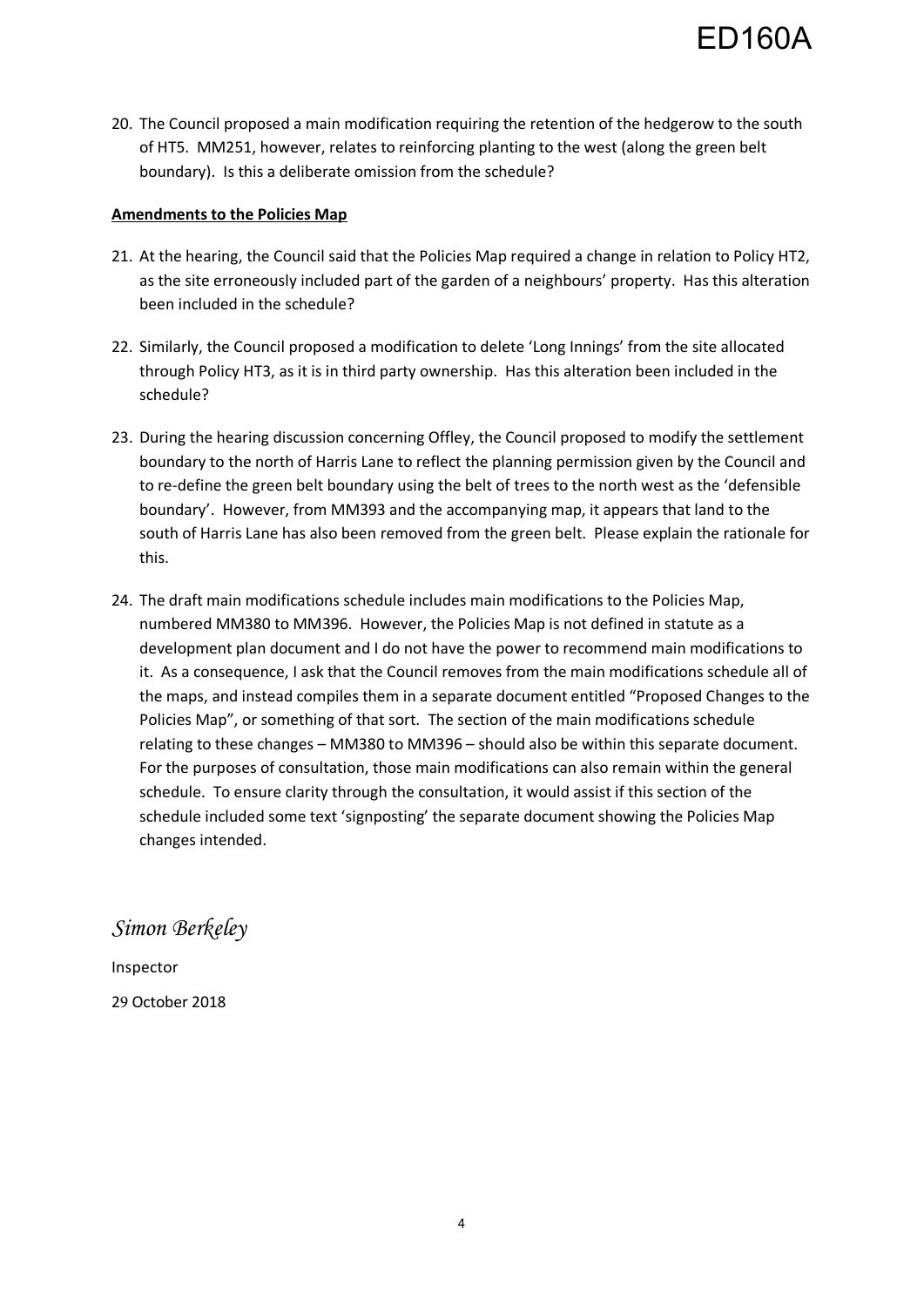20. The Council proposed a main modification requiring the retention of the hedgerow to the south of HT5. MM251, however, relates to reinforcing planting to the west (along the green belt boundary). Is this a deliberate omission from the schedule?

**Amendments to the Policies Map**

21. At the hearing, the Council said that the Policies Map required a change in relation to Policy HT2, as the site erroneously included part of the garden of a neighbours' property. Has this alteration been included in the schedule?

22. Similarly, the Council proposed a modification to delete 'Long Innings' from the site allocated through Policy HT3, as it is in third party ownership. Has this alteration been included in the schedule?

23. During the hearing discussion concerning Offley, the Council proposed to modify the settlement boundary to the north of Harris Lane to reflect the planning permission given by the Council and to re-define the green belt boundary using the belt of trees to the north west as the 'defensible boundary'. However, from MM393 and the accompanying map, it appears that land to the south of Harris Lane has also been removed from the green belt. Please explain the rationale for this.

24. The draft main modifications schedule includes main modifications to the Policies Map, numbered MM380 to MM396. However, the Policies Map is not defined in statute as a development plan document and I do not have the power to recommend main modifications to it. As a consequence, I ask that the Council removes from the main modifications schedule all of the maps, and instead compiles them in a separate document entitled "Proposed Changes to the Policies Map", or something of that sort. The section of the main modifications schedule relating to these changes – MM380 to MM396 – should also be within this separate document. For the purposes of consultation, those main modifications can also remain within the general schedule. To ensure clarity through the consultation, it would assist if this section of the schedule included some text 'signposting' the separate document showing the Policies Map changes intended.

*Simon Berkeley*

Inspector

29 October 2018